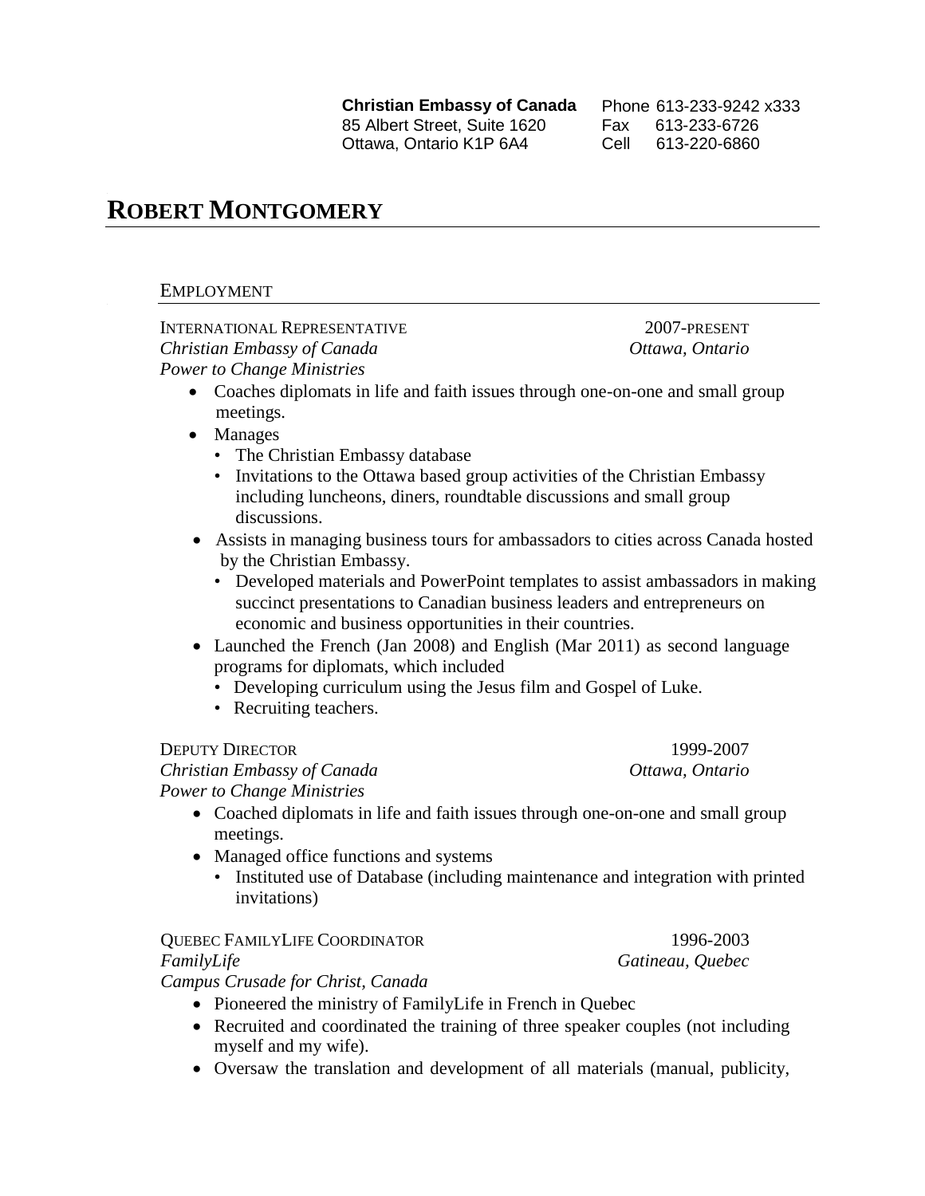**Christian Embassy of Canada**
85 Albert Street, Suite 1620
Ottawa, Ontario K1P 6A4

Phone 613-233-9242 x333
Fax 613-233-6726
Cell 613-220-6860

# ROBERT MONTGOMERY

## EMPLOYMENT

INTERNATIONAL REPRESENTATIVE — 2007-PRESENT
*Christian Embassy of Canada* — *Ottawa, Ontario*
*Power to Change Ministries*

- Coaches diplomats in life and faith issues through one-on-one and small group meetings.
- Manages
  - The Christian Embassy database
  - Invitations to the Ottawa based group activities of the Christian Embassy including luncheons, diners, roundtable discussions and small group discussions.
- Assists in managing business tours for ambassadors to cities across Canada hosted by the Christian Embassy.
  - Developed materials and PowerPoint templates to assist ambassadors in making succinct presentations to Canadian business leaders and entrepreneurs on economic and business opportunities in their countries.
- Launched the French (Jan 2008) and English (Mar 2011) as second language programs for diplomats, which included
  - Developing curriculum using the Jesus film and Gospel of Luke.
  - Recruiting teachers.

DEPUTY DIRECTOR — 1999-2007
*Christian Embassy of Canada* — *Ottawa, Ontario*
*Power to Change Ministries*

- Coached diplomats in life and faith issues through one-on-one and small group meetings.
- Managed office functions and systems
  - Instituted use of Database (including maintenance and integration with printed invitations)

QUEBEC FAMILYLIFE COORDINATOR — 1996-2003
*FamilyLife* — *Gatineau, Quebec*
*Campus Crusade for Christ, Canada*

- Pioneered the ministry of FamilyLife in French in Quebec
- Recruited and coordinated the training of three speaker couples (not including myself and my wife).
- Oversaw the translation and development of all materials (manual, publicity,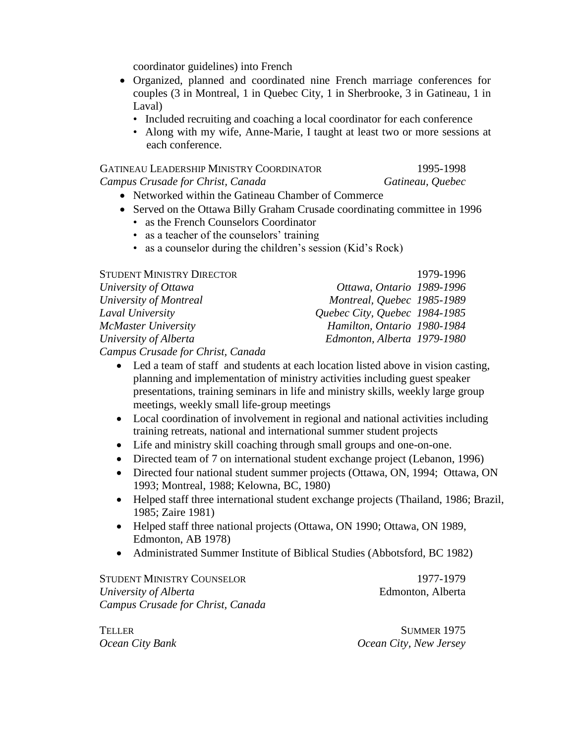coordinator guidelines) into French

- Organized, planned and coordinated nine French marriage conferences for couples (3 in Montreal, 1 in Quebec City, 1 in Sherbrooke, 3 in Gatineau, 1 in Laval)
  - Included recruiting and coaching a local coordinator for each conference
  - Along with my wife, Anne-Marie, I taught at least two or more sessions at each conference.

GATINEAU LEADERSHIP MINISTRY COORDINATOR — 1995-1998
*Campus Crusade for Christ, Canada* — *Gatineau, Quebec*

- Networked within the Gatineau Chamber of Commerce
- Served on the Ottawa Billy Graham Crusade coordinating committee in 1996
  - as the French Counselors Coordinator
  - as a teacher of the counselors' training
  - as a counselor during the children's session (Kid's Rock)

STUDENT MINISTRY DIRECTOR — 1979-1996
*University of Ottawa* — *Ottawa, Ontario 1989-1996*
*University of Montreal* — *Montreal, Quebec 1985-1989*
*Laval University* — *Quebec City, Quebec 1984-1985*
*McMaster University* — *Hamilton, Ontario 1980-1984*
*University of Alberta* — *Edmonton, Alberta 1979-1980*
*Campus Crusade for Christ, Canada*

- Led a team of staff and students at each location listed above in vision casting, planning and implementation of ministry activities including guest speaker presentations, training seminars in life and ministry skills, weekly large group meetings, weekly small life-group meetings
- Local coordination of involvement in regional and national activities including training retreats, national and international summer student projects
- Life and ministry skill coaching through small groups and one-on-one.
- Directed team of 7 on international student exchange project (Lebanon, 1996)
- Directed four national student summer projects (Ottawa, ON, 1994; Ottawa, ON 1993; Montreal, 1988; Kelowna, BC, 1980)
- Helped staff three international student exchange projects (Thailand, 1986; Brazil, 1985; Zaire 1981)
- Helped staff three national projects (Ottawa, ON 1990; Ottawa, ON 1989, Edmonton, AB 1978)
- Administrated Summer Institute of Biblical Studies (Abbotsford, BC 1982)

STUDENT MINISTRY COUNSELOR — 1977-1979
*University of Alberta* — Edmonton, Alberta
*Campus Crusade for Christ, Canada*

TELLER — SUMMER 1975
*Ocean City Bank* — *Ocean City, New Jersey*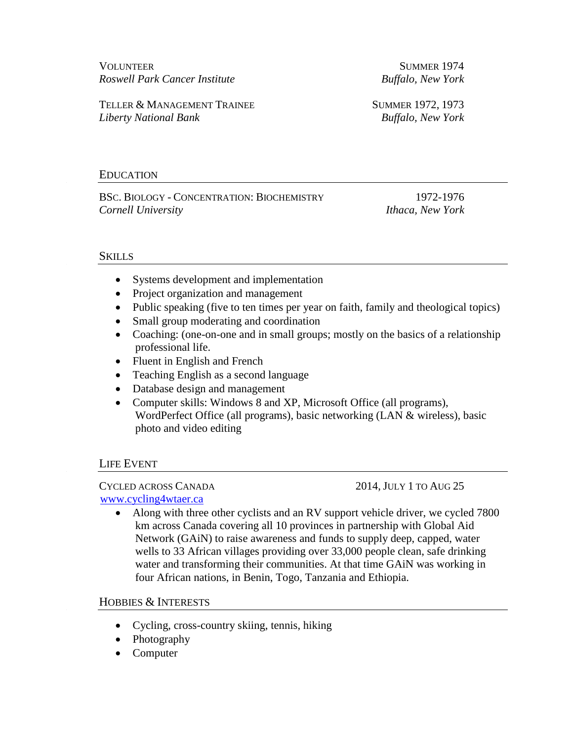VOLUNTEER — SUMMER 1974
*Roswell Park Cancer Institute* — *Buffalo, New York*

TELLER & MANAGEMENT TRAINEE — SUMMER 1972, 1973
*Liberty National Bank* — *Buffalo, New York*

## EDUCATION

BSC. BIOLOGY - CONCENTRATION: BIOCHEMISTRY — 1972-1976
*Cornell University* — *Ithaca, New York*

## SKILLS

- Systems development and implementation
- Project organization and management
- Public speaking (five to ten times per year on faith, family and theological topics)
- Small group moderating and coordination
- Coaching: (one-on-one and in small groups; mostly on the basics of a relationship professional life.
- Fluent in English and French
- Teaching English as a second language
- Database design and management
- Computer skills: Windows 8 and XP, Microsoft Office (all programs), WordPerfect Office (all programs), basic networking (LAN & wireless), basic photo and video editing

## LIFE EVENT

CYCLED ACROSS CANADA — 2014, JULY 1 TO AUG 25
[www.cycling4wtaer.ca](www.cycling4wtaer.ca)

- Along with three other cyclists and an RV support vehicle driver, we cycled 7800 km across Canada covering all 10 provinces in partnership with Global Aid Network (GAiN) to raise awareness and funds to supply deep, capped, water wells to 33 African villages providing over 33,000 people clean, safe drinking water and transforming their communities. At that time GAiN was working in four African nations, in Benin, Togo, Tanzania and Ethiopia.

## HOBBIES & INTERESTS

- Cycling, cross-country skiing, tennis, hiking
- Photography
- Computer